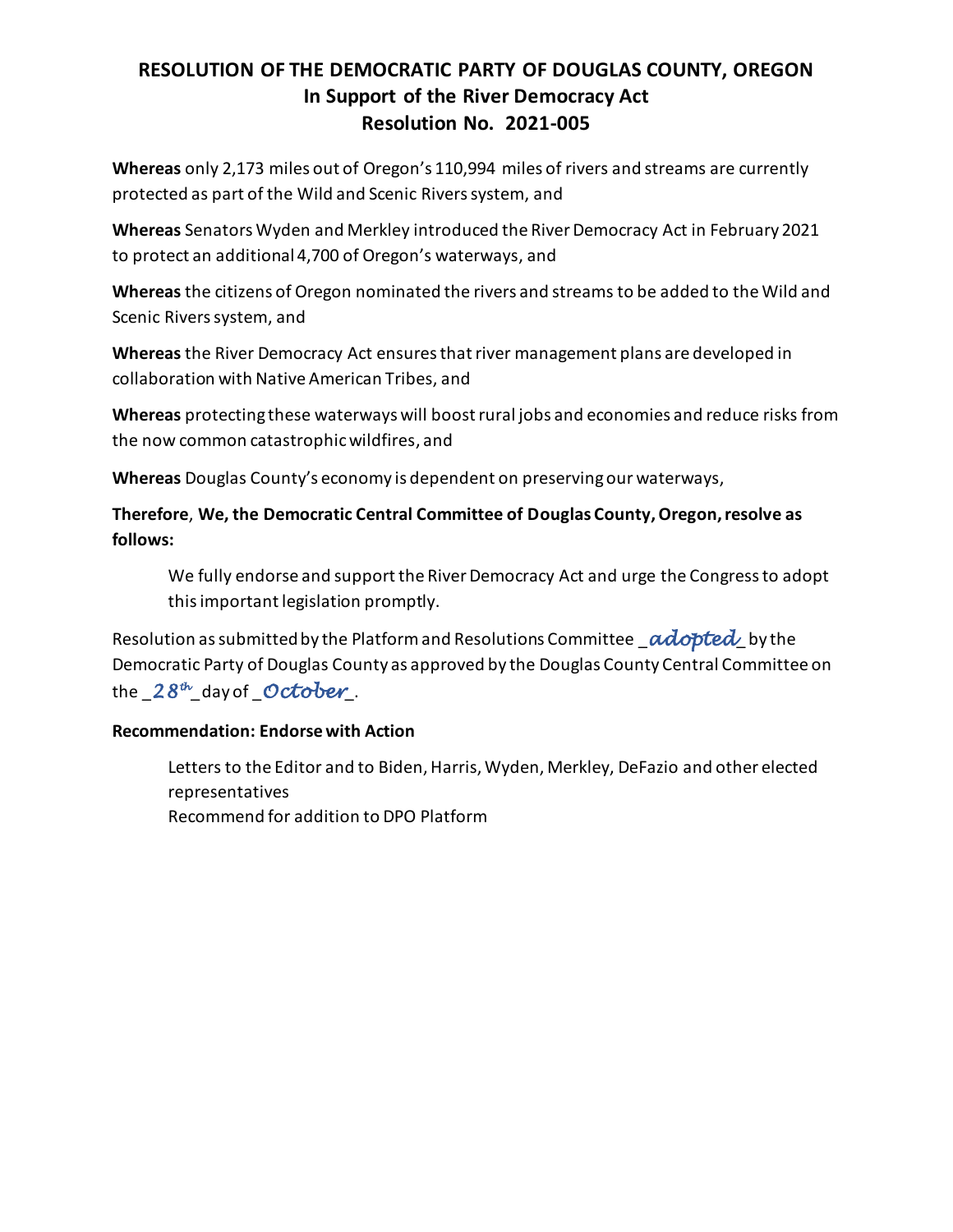# RESOLUTION OF THE DEMOCRATIC PARTY OF DOUGLAS COUNTY, OREGON
## In Support of the River Democracy Act
## Resolution No. 2021-005

**Whereas** only 2,173 miles out of Oregon's 110,994 miles of rivers and streams are currently protected as part of the Wild and Scenic Rivers system, and

**Whereas** Senators Wyden and Merkley introduced the River Democracy Act in February 2021 to protect an additional 4,700 of Oregon's waterways, and

**Whereas** the citizens of Oregon nominated the rivers and streams to be added to the Wild and Scenic Rivers system, and

**Whereas** the River Democracy Act ensures that river management plans are developed in collaboration with Native American Tribes, and

**Whereas** protecting these waterways will boost rural jobs and economies and reduce risks from the now common catastrophic wildfires, and

**Whereas** Douglas County's economy is dependent on preserving our waterways,

**Therefore**, **We, the Democratic Central Committee of Douglas County, Oregon, resolve as follows:**

> We fully endorse and support the River Democracy Act and urge the Congress to adopt this important legislation promptly.

Resolution as submitted by the Platform and Resolutions Committee _*adopted*_ by the Democratic Party of Douglas County as approved by the Douglas County Central Committee on the _*28th*_ day of _*October*_.

**Recommendation: Endorse with Action**

> Letters to the Editor and to Biden, Harris, Wyden, Merkley, DeFazio and other elected representatives
> Recommend for addition to DPO Platform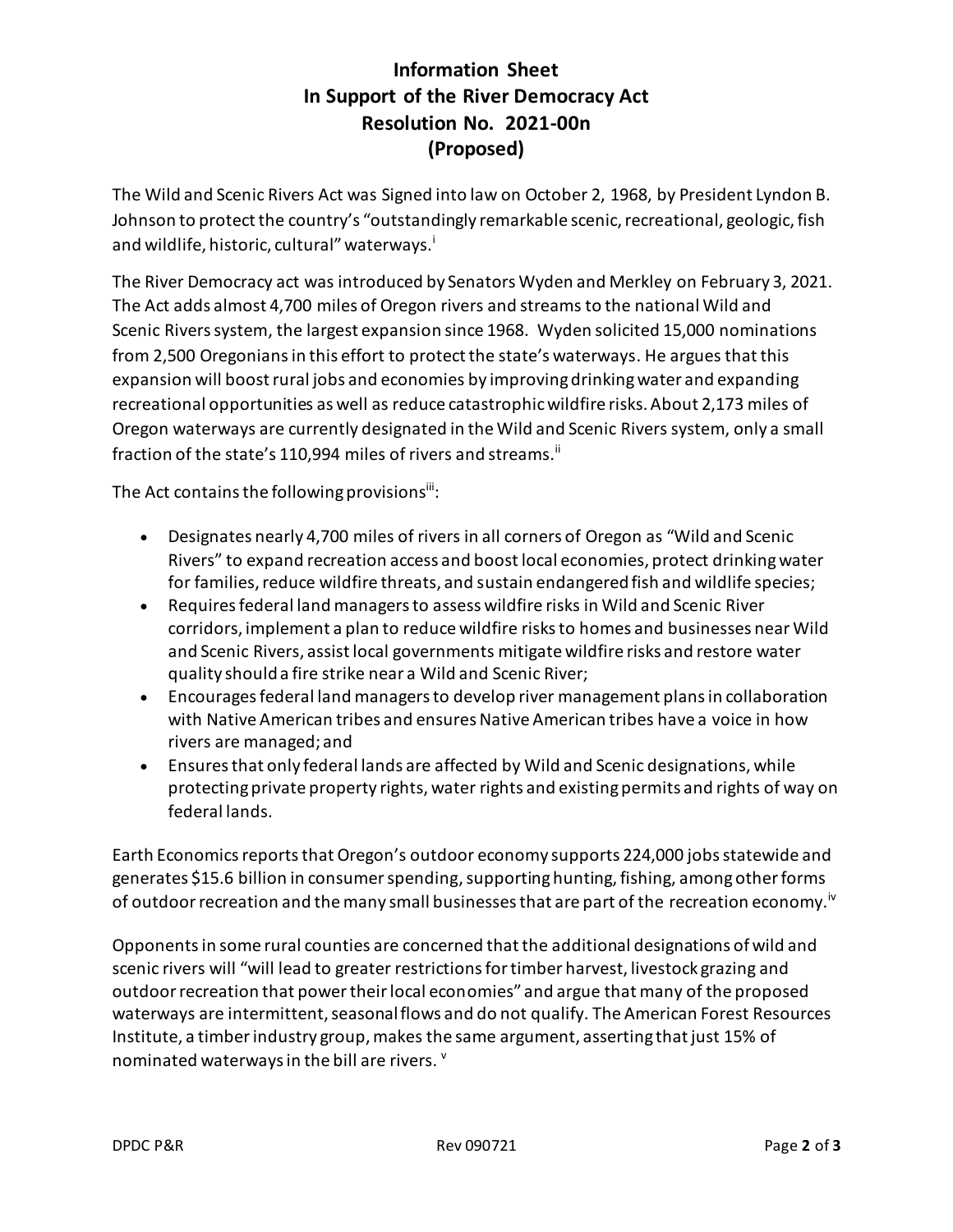# Information Sheet
# In Support of the River Democracy Act
# Resolution No. 2021-00n
# (Proposed)

The Wild and Scenic Rivers Act was Signed into law on October 2, 1968, by President Lyndon B. Johnson to protect the country's "outstandingly remarkable scenic, recreational, geologic, fish and wildlife, historic, cultural" waterways.[i]

The River Democracy act was introduced by Senators Wyden and Merkley on February 3, 2021. The Act adds almost 4,700 miles of Oregon rivers and streams to the national Wild and Scenic Rivers system, the largest expansion since 1968. Wyden solicited 15,000 nominations from 2,500 Oregonians in this effort to protect the state's waterways. He argues that this expansion will boost rural jobs and economies by improving drinking water and expanding recreational opportunities as well as reduce catastrophic wildfire risks. About 2,173 miles of Oregon waterways are currently designated in the Wild and Scenic Rivers system, only a small fraction of the state's 110,994 miles of rivers and streams.[ii]

The Act contains the following provisions[iii]:

- Designates nearly 4,700 miles of rivers in all corners of Oregon as "Wild and Scenic Rivers" to expand recreation access and boost local economies, protect drinking water for families, reduce wildfire threats, and sustain endangered fish and wildlife species;
- Requires federal land managers to assess wildfire risks in Wild and Scenic River corridors, implement a plan to reduce wildfire risks to homes and businesses near Wild and Scenic Rivers, assist local governments mitigate wildfire risks and restore water quality should a fire strike near a Wild and Scenic River;
- Encourages federal land managers to develop river management plans in collaboration with Native American tribes and ensures Native American tribes have a voice in how rivers are managed; and
- Ensures that only federal lands are affected by Wild and Scenic designations, while protecting private property rights, water rights and existing permits and rights of way on federal lands.

Earth Economics reports that Oregon's outdoor economy supports 224,000 jobs statewide and generates $15.6 billion in consumer spending, supporting hunting, fishing, among other forms of outdoor recreation and the many small businesses that are part of the recreation economy.[iv]

Opponents in some rural counties are concerned that the additional designations of wild and scenic rivers will "will lead to greater restrictions for timber harvest, livestock grazing and outdoor recreation that power their local economies" and argue that many of the proposed waterways are intermittent, seasonal flows and do not qualify. The American Forest Resources Institute, a timber industry group, makes the same argument, asserting that just 15% of nominated waterways in the bill are rivers. [v]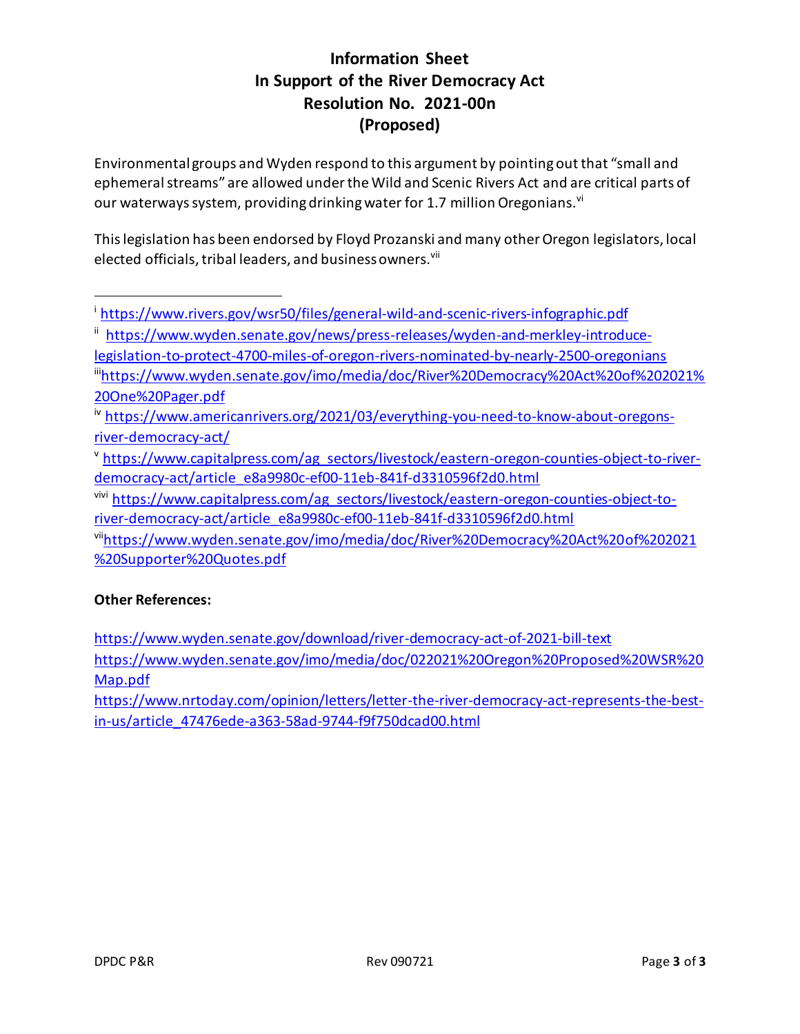# Information Sheet
# In Support of the River Democracy Act
# Resolution No. 2021-00n
# (Proposed)

Environmental groups and Wyden respond to this argument by pointing out that "small and ephemeral streams" are allowed under the Wild and Scenic Rivers Act and are critical parts of our waterways system, providing drinking water for 1.7 million Oregonians.[vi]

This legislation has been endorsed by Floyd Prozanski and many other Oregon legislators, local elected officials, tribal leaders, and business owners.[vii]

---

[i] https://www.rivers.gov/wsr50/files/general-wild-and-scenic-rivers-infographic.pdf

[ii] https://www.wyden.senate.gov/news/press-releases/wyden-and-merkley-introduce-legislation-to-protect-4700-miles-of-oregon-rivers-nominated-by-nearly-2500-oregonians

[iii] https://www.wyden.senate.gov/imo/media/doc/River%20Democracy%20Act%20of%202021%20One%20Pager.pdf

[iv] https://www.americanrivers.org/2021/03/everything-you-need-to-know-about-oregons-river-democracy-act/

[v] https://www.capitalpress.com/ag_sectors/livestock/eastern-oregon-counties-object-to-river-democracy-act/article_e8a9980c-ef00-11eb-841f-d3310596f2d0.html

[vivi] https://www.capitalpress.com/ag_sectors/livestock/eastern-oregon-counties-object-to-river-democracy-act/article_e8a9980c-ef00-11eb-841f-d3310596f2d0.html

[vii] https://www.wyden.senate.gov/imo/media/doc/River%20Democracy%20Act%20of%202021%20Supporter%20Quotes.pdf

**Other References:**

https://www.wyden.senate.gov/download/river-democracy-act-of-2021-bill-text

https://www.wyden.senate.gov/imo/media/doc/022021%20Oregon%20Proposed%20WSR%20Map.pdf

https://www.nrtoday.com/opinion/letters/letter-the-river-democracy-act-represents-the-best-in-us/article_47476ede-a363-58ad-9744-f9f750dcad00.html

DPDC P&R — Rev 090721